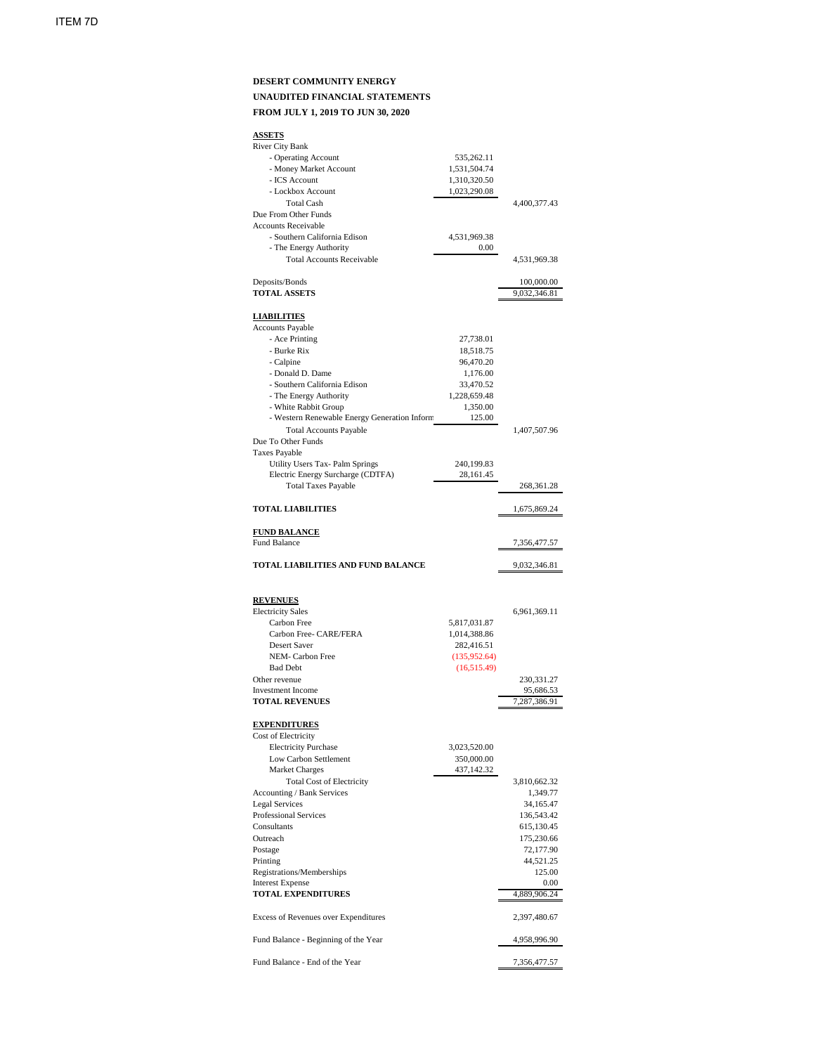ITEM 7D

**DESERT COMMUNITY ENERGY**

**UNAUDITED FINANCIAL STATEMENTS**

**FROM JULY 1, 2019 TO JUN 30, 2020**

| | | |
|---|---|---|
| **ASSETS** | | |
| River City Bank | | |
| - Operating Account | 535,262.11 | |
| - Money Market Account | 1,531,504.74 | |
| - ICS Account | 1,310,320.50 | |
| - Lockbox Account | 1,023,290.08 | |
| Total Cash | | 4,400,377.43 |
| Due From Other Funds | | |
| Accounts Receivable | | |
| - Southern California Edison | 4,531,969.38 | |
| - The Energy Authority | 0.00 | |
| Total Accounts Receivable | | 4,531,969.38 |
| Deposits/Bonds | | 100,000.00 |
| **TOTAL ASSETS** | | 9,032,346.81 |
| **LIABILITIES** | | |
| Accounts Payable | | |
| - Ace Printing | 27,738.01 | |
| - Burke Rix | 18,518.75 | |
| - Calpine | 96,470.20 | |
| - Donald D. Dame | 1,176.00 | |
| - Southern California Edison | 33,470.52 | |
| - The Energy Authority | 1,228,659.48 | |
| - White Rabbit Group | 1,350.00 | |
| - Western Renewable Energy Generation Inform | 125.00 | |
| Total Accounts Payable | | 1,407,507.96 |
| Due To Other Funds | | |
| Taxes Payable | | |
| Utility Users Tax- Palm Springs | 240,199.83 | |
| Electric Energy Surcharge (CDTFA) | 28,161.45 | |
| Total Taxes Payable | | 268,361.28 |
| **TOTAL LIABILITIES** | | 1,675,869.24 |
| **FUND BALANCE** | | |
| Fund Balance | | 7,356,477.57 |
| **TOTAL LIABILITIES AND FUND BALANCE** | | 9,032,346.81 |
| **REVENUES** | | |
| Electricity Sales | | 6,961,369.11 |
| Carbon Free | 5,817,031.87 | |
| Carbon Free- CARE/FERA | 1,014,388.86 | |
| Desert Saver | 282,416.51 | |
| NEM- Carbon Free | (135,952.64) | |
| Bad Debt | (16,515.49) | |
| Other revenue | | 230,331.27 |
| Investment Income | | 95,686.53 |
| **TOTAL REVENUES** | | 7,287,386.91 |
| **EXPENDITURES** | | |
| Cost of Electricity | | |
| Electricity Purchase | 3,023,520.00 | |
| Low Carbon Settlement | 350,000.00 | |
| Market Charges | 437,142.32 | |
| Total Cost of Electricity | | 3,810,662.32 |
| Accounting / Bank Services | | 1,349.77 |
| Legal Services | | 34,165.47 |
| Professional Services | | 136,543.42 |
| Consultants | | 615,130.45 |
| Outreach | | 175,230.66 |
| Postage | | 72,177.90 |
| Printing | | 44,521.25 |
| Registrations/Memberships | | 125.00 |
| Interest Expense | | 0.00 |
| **TOTAL EXPENDITURES** | | 4,889,906.24 |
| Excess of Revenues over Expenditures | | 2,397,480.67 |
| Fund Balance - Beginning of the Year | | 4,958,996.90 |
| Fund Balance - End of the Year | | 7,356,477.57 |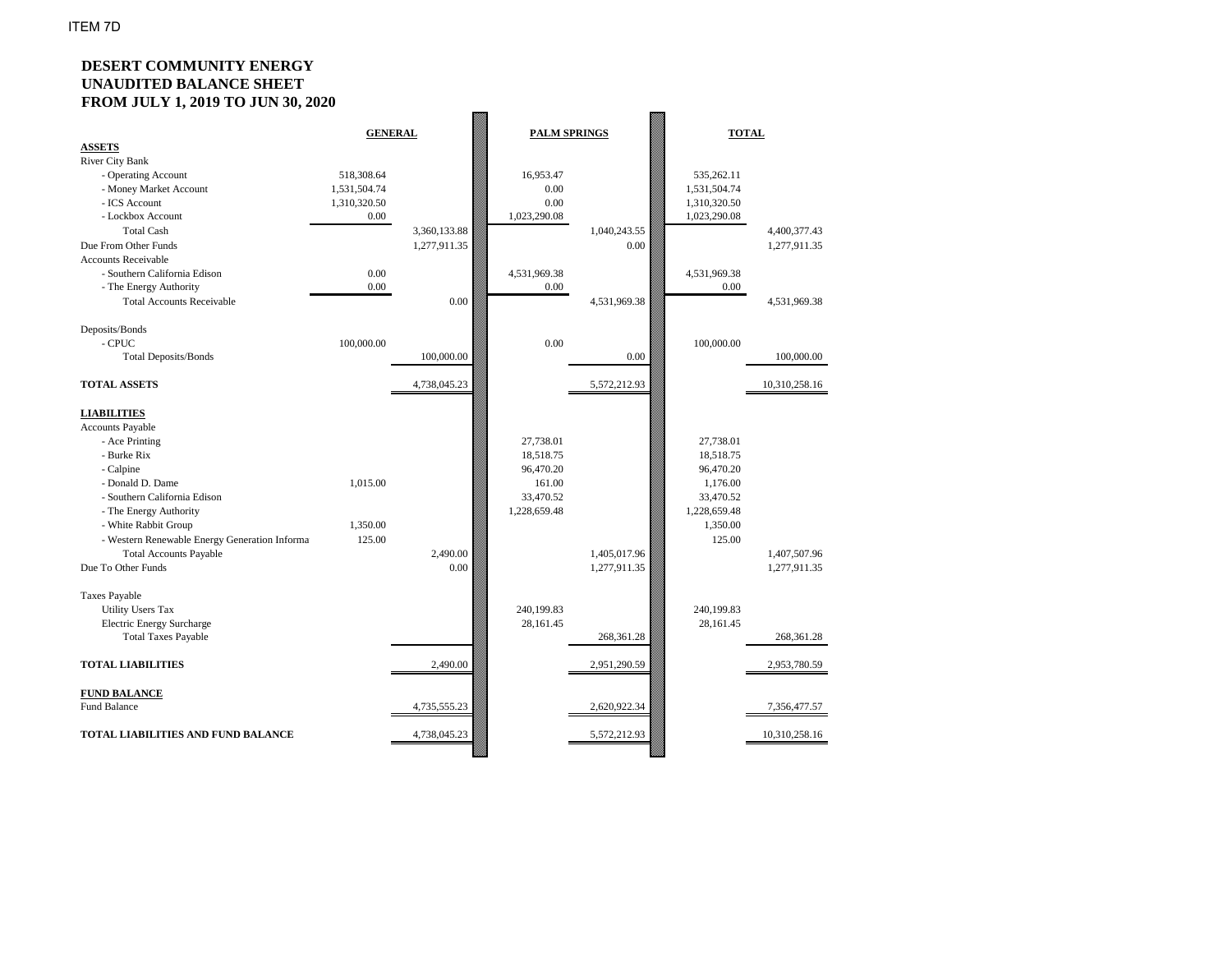ITEM 7D

**DESERT COMMUNITY ENERGY**
**UNAUDITED BALANCE SHEET**
**FROM JULY 1, 2019 TO JUN 30, 2020**

| | GENERAL | | PALM SPRINGS | | TOTAL | |
|---|---|---|---|---|---|---|
| **ASSETS** | | | | | | |
| River City Bank | | | | | | |
| - Operating Account | 518,308.64 | | 16,953.47 | | 535,262.11 | |
| - Money Market Account | 1,531,504.74 | | 0.00 | | 1,531,504.74 | |
| - ICS Account | 1,310,320.50 | | 0.00 | | 1,310,320.50 | |
| - Lockbox Account | 0.00 | | 1,023,290.08 | | 1,023,290.08 | |
| Total Cash | | 3,360,133.88 | | 1,040,243.55 | | 4,400,377.43 |
| Due From Other Funds | | 1,277,911.35 | | 0.00 | | 1,277,911.35 |
| Accounts Receivable | | | | | | |
| - Southern California Edison | 0.00 | | 4,531,969.38 | | 4,531,969.38 | |
| - The Energy Authority | 0.00 | | 0.00 | | 0.00 | |
| Total Accounts Receivable | | 0.00 | | 4,531,969.38 | | 4,531,969.38 |
| Deposits/Bonds | | | | | | |
| - CPUC | 100,000.00 | | 0.00 | | 100,000.00 | |
| Total Deposits/Bonds | | 100,000.00 | | 0.00 | | 100,000.00 |
| **TOTAL ASSETS** | | 4,738,045.23 | | 5,572,212.93 | | 10,310,258.16 |
| **LIABILITIES** | | | | | | |
| Accounts Payable | | | | | | |
| - Ace Printing | | | 27,738.01 | | 27,738.01 | |
| - Burke Rix | | | 18,518.75 | | 18,518.75 | |
| - Calpine | | | 96,470.20 | | 96,470.20 | |
| - Donald D. Dame | 1,015.00 | | 161.00 | | 1,176.00 | |
| - Southern California Edison | | | 33,470.52 | | 33,470.52 | |
| - The Energy Authority | | | 1,228,659.48 | | 1,228,659.48 | |
| - White Rabbit Group | 1,350.00 | | | | 1,350.00 | |
| - Western Renewable Energy Generation Informa | 125.00 | | | | 125.00 | |
| Total Accounts Payable | | 2,490.00 | | 1,405,017.96 | | 1,407,507.96 |
| Due To Other Funds | | 0.00 | | 1,277,911.35 | | 1,277,911.35 |
| Taxes Payable | | | | | | |
| Utility Users Tax | | | 240,199.83 | | 240,199.83 | |
| Electric Energy Surcharge | | | 28,161.45 | | 28,161.45 | |
| Total Taxes Payable | | | | 268,361.28 | | 268,361.28 |
| **TOTAL LIABILITIES** | | 2,490.00 | | 2,951,290.59 | | 2,953,780.59 |
| **FUND BALANCE** | | | | | | |
| Fund Balance | | 4,735,555.23 | | 2,620,922.34 | | 7,356,477.57 |
| **TOTAL LIABILITIES AND FUND BALANCE** | | 4,738,045.23 | | 5,572,212.93 | | 10,310,258.16 |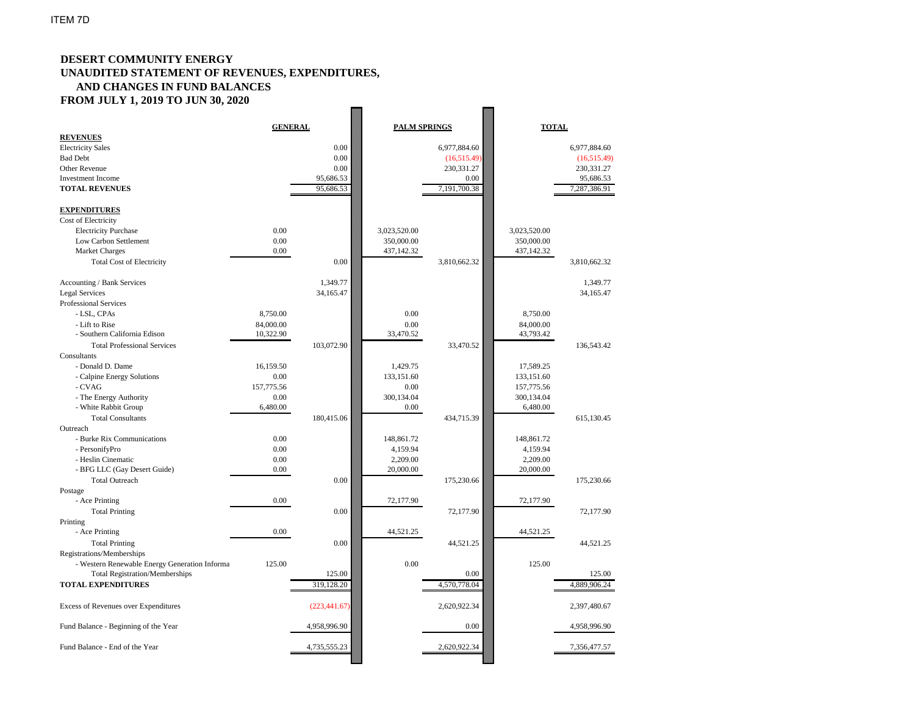ITEM 7D

# DESERT COMMUNITY ENERGY
## UNAUDITED STATEMENT OF REVENUES, EXPENDITURES, AND CHANGES IN FUND BALANCES
## FROM JULY 1, 2019 TO JUN 30, 2020

| | GENERAL | | PALM SPRINGS | | TOTAL | |
|---|---|---|---|---|---|---|
| **REVENUES** | | | | | | |
| Electricity Sales | | 0.00 | | 6,977,884.60 | | 6,977,884.60 |
| Bad Debt | | 0.00 | | (16,515.49) | | (16,515.49) |
| Other Revenue | | 0.00 | | 230,331.27 | | 230,331.27 |
| Investment Income | | 95,686.53 | | 0.00 | | 95,686.53 |
| **TOTAL REVENUES** | | 95,686.53 | | 7,191,700.38 | | 7,287,386.91 |
| **EXPENDITURES** | | | | | | |
| Cost of Electricity | | | | | | |
| Electricity Purchase | 0.00 | | 3,023,520.00 | | 3,023,520.00 | |
| Low Carbon Settlement | 0.00 | | 350,000.00 | | 350,000.00 | |
| Market Charges | 0.00 | | 437,142.32 | | 437,142.32 | |
| Total Cost of Electricity | | 0.00 | | 3,810,662.32 | | 3,810,662.32 |
| Accounting / Bank Services | | 1,349.77 | | | | 1,349.77 |
| Legal Services | | 34,165.47 | | | | 34,165.47 |
| Professional Services | | | | | | |
| - LSL, CPAs | 8,750.00 | | 0.00 | | 8,750.00 | |
| - Lift to Rise | 84,000.00 | | 0.00 | | 84,000.00 | |
| - Southern California Edison | 10,322.90 | | 33,470.52 | | 43,793.42 | |
| Total Professional Services | | 103,072.90 | | 33,470.52 | | 136,543.42 |
| Consultants | | | | | | |
| - Donald D. Dame | 16,159.50 | | 1,429.75 | | 17,589.25 | |
| - Calpine Energy Solutions | 0.00 | | 133,151.60 | | 133,151.60 | |
| - CVAG | 157,775.56 | | 0.00 | | 157,775.56 | |
| - The Energy Authority | 0.00 | | 300,134.04 | | 300,134.04 | |
| - White Rabbit Group | 6,480.00 | | 0.00 | | 6,480.00 | |
| Total Consultants | | 180,415.06 | | 434,715.39 | | 615,130.45 |
| Outreach | | | | | | |
| - Burke Rix Communications | 0.00 | | 148,861.72 | | 148,861.72 | |
| - PersonifyPro | 0.00 | | 4,159.94 | | 4,159.94 | |
| - Heslin Cinematic | 0.00 | | 2,209.00 | | 2,209.00 | |
| - BFG LLC (Gay Desert Guide) | 0.00 | | 20,000.00 | | 20,000.00 | |
| Total Outreach | | 0.00 | | 175,230.66 | | 175,230.66 |
| Postage | | | | | | |
| - Ace Printing | 0.00 | | 72,177.90 | | 72,177.90 | |
| Total Printing | | 0.00 | | 72,177.90 | | 72,177.90 |
| Printing | | | | | | |
| - Ace Printing | 0.00 | | 44,521.25 | | 44,521.25 | |
| Total Printing | | 0.00 | | 44,521.25 | | 44,521.25 |
| Registrations/Memberships | | | | | | |
| - Western Renewable Energy Generation Informa | 125.00 | | 0.00 | | 125.00 | |
| Total Registration/Memberships | | 125.00 | | 0.00 | | 125.00 |
| **TOTAL EXPENDITURES** | | 319,128.20 | | 4,570,778.04 | | 4,889,906.24 |
| Excess of Revenues over Expenditures | | (223,441.67) | | 2,620,922.34 | | 2,397,480.67 |
| Fund Balance - Beginning of the Year | | 4,958,996.90 | | 0.00 | | 4,958,996.90 |
| Fund Balance - End of the Year | | 4,735,555.23 | | 2,620,922.34 | | 7,356,477.57 |